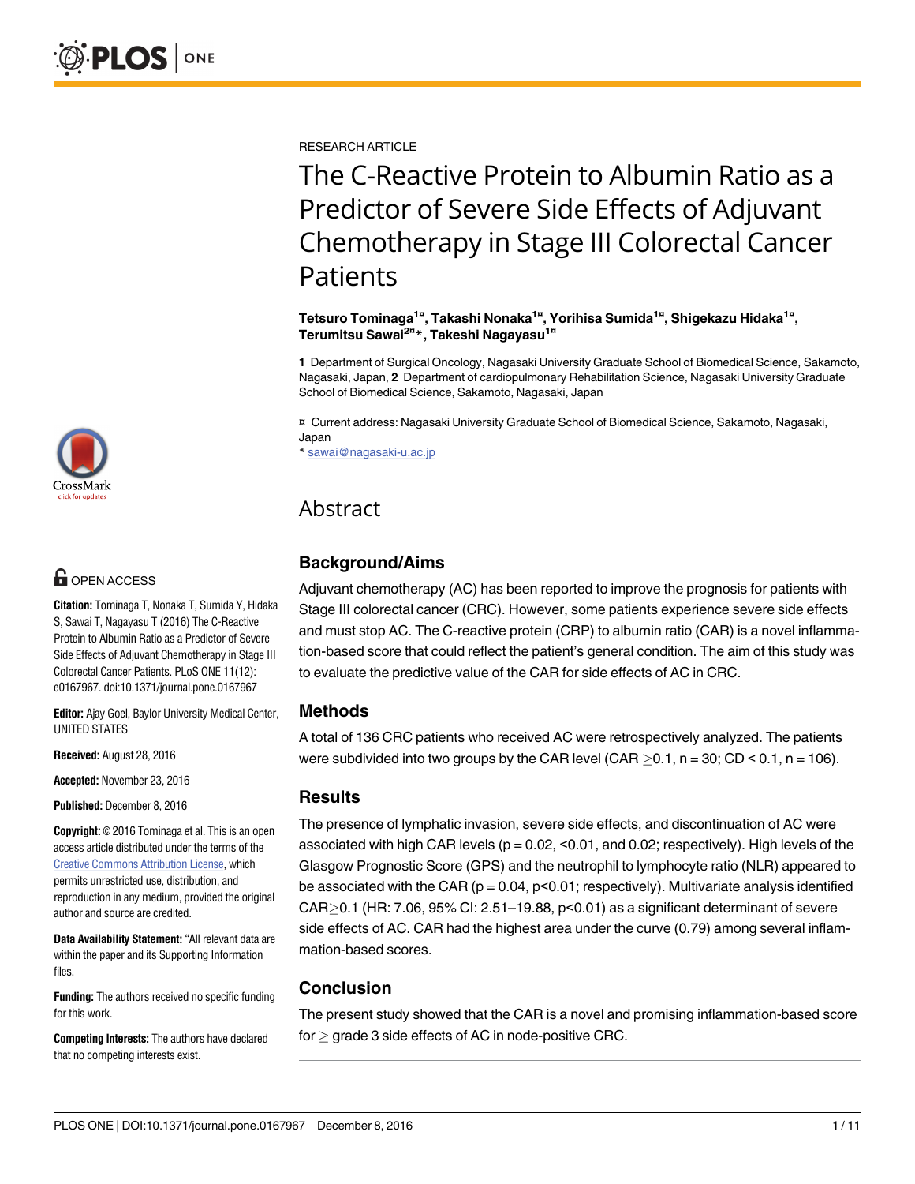RESEARCH ARTICLE

# The C-Reactive Protein to Albumin Ratio as a Predictor of Severe Side Effects of Adjuvant Chemotherapy in Stage III Colorectal Cancer Patients

**Tetsuro Tominaga[1¤], Takashi Nonaka[1¤], Yorihisa Sumida[1¤], Shigekazu Hidaka[1¤], Terumitsu Sawai[2¤]*, Takeshi Nagayasu[1¤]**

**1** Department of Surgical Oncology, Nagasaki University Graduate School of Biomedical Science, Sakamoto, Nagasaki, Japan, **2** Department of cardiopulmonary Rehabilitation Science, Nagasaki University Graduate School of Biomedical Science, Sakamoto, Nagasaki, Japan

¤ Current address: Nagasaki University Graduate School of Biomedical Science, Sakamoto, Nagasaki, Japan

* sawai@nagasaki-u.ac.jp

**OPEN ACCESS**

**Citation:** Tominaga T, Nonaka T, Sumida Y, Hidaka S, Sawai T, Nagayasu T (2016) The C-Reactive Protein to Albumin Ratio as a Predictor of Severe Side Effects of Adjuvant Chemotherapy in Stage III Colorectal Cancer Patients. PLoS ONE 11(12): e0167967. doi:10.1371/journal.pone.0167967

**Editor:** Ajay Goel, Baylor University Medical Center, UNITED STATES

**Received:** August 28, 2016

**Accepted:** November 23, 2016

**Published:** December 8, 2016

**Copyright:** © 2016 Tominaga et al. This is an open access article distributed under the terms of the Creative Commons Attribution License, which permits unrestricted use, distribution, and reproduction in any medium, provided the original author and source are credited.

**Data Availability Statement:** "All relevant data are within the paper and its Supporting Information files.

**Funding:** The authors received no specific funding for this work.

**Competing Interests:** The authors have declared that no competing interests exist.

## Abstract

### Background/Aims

Adjuvant chemotherapy (AC) has been reported to improve the prognosis for patients with Stage III colorectal cancer (CRC). However, some patients experience severe side effects and must stop AC. The C-reactive protein (CRP) to albumin ratio (CAR) is a novel inflammation-based score that could reflect the patient's general condition. The aim of this study was to evaluate the predictive value of the CAR for side effects of AC in CRC.

### Methods

A total of 136 CRC patients who received AC were retrospectively analyzed. The patients were subdivided into two groups by the CAR level (CAR $\geq$0.1, n = 30; CD < 0.1, n = 106).

### Results

The presence of lymphatic invasion, severe side effects, and discontinuation of AC were associated with high CAR levels (p = 0.02, <0.01, and 0.02; respectively). High levels of the Glasgow Prognostic Score (GPS) and the neutrophil to lymphocyte ratio (NLR) appeared to be associated with the CAR (p = 0.04, p<0.01; respectively). Multivariate analysis identified CAR$\geq$0.1 (HR: 7.06, 95% CI: 2.51–19.88, p<0.01) as a significant determinant of severe side effects of AC. CAR had the highest area under the curve (0.79) among several inflammation-based scores.

### Conclusion

The present study showed that the CAR is a novel and promising inflammation-based score for $\geq$ grade 3 side effects of AC in node-positive CRC.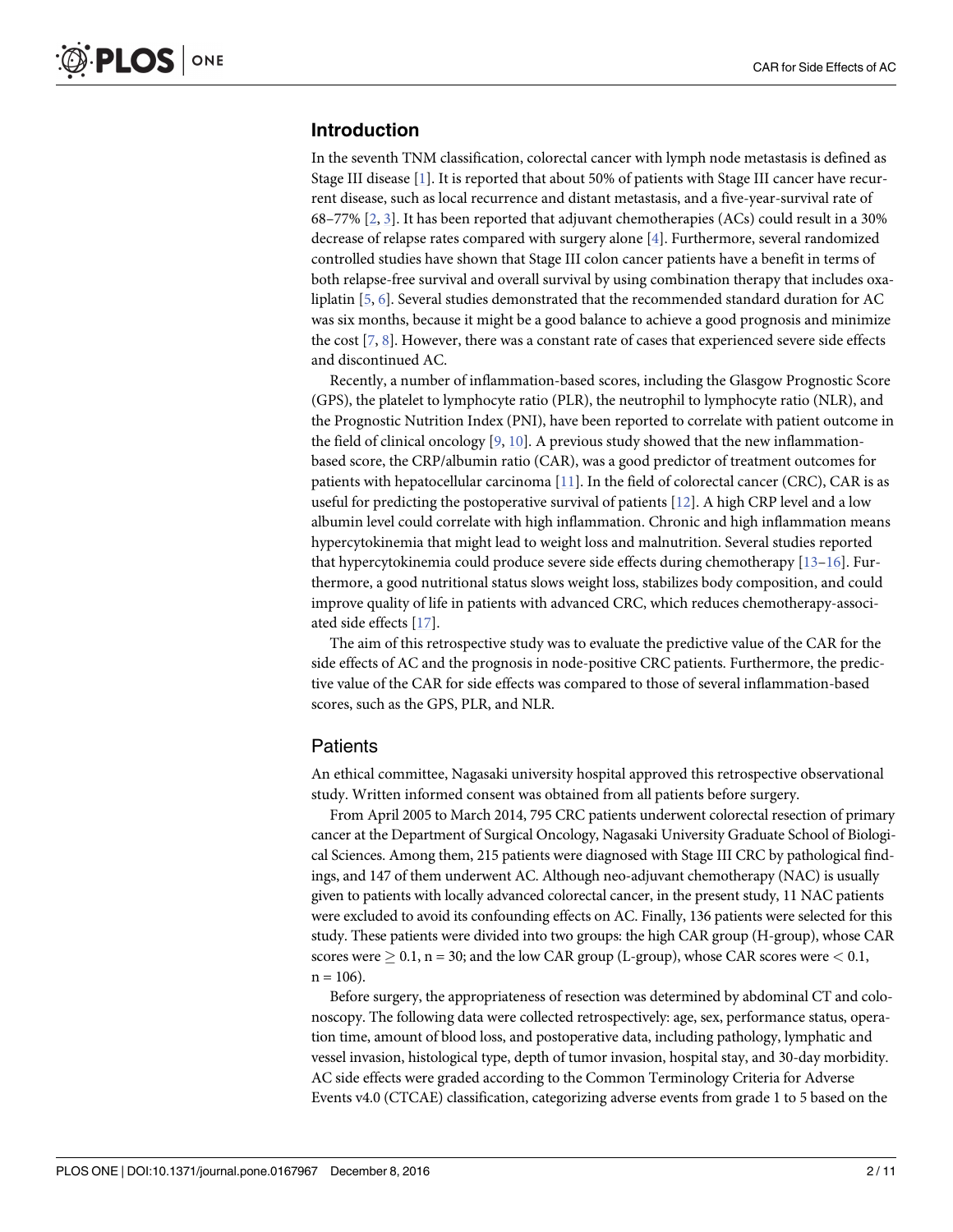## Introduction

In the seventh TNM classification, colorectal cancer with lymph node metastasis is defined as Stage III disease [1]. It is reported that about 50% of patients with Stage III cancer have recurrent disease, such as local recurrence and distant metastasis, and a five-year-survival rate of 68–77% [2, 3]. It has been reported that adjuvant chemotherapies (ACs) could result in a 30% decrease of relapse rates compared with surgery alone [4]. Furthermore, several randomized controlled studies have shown that Stage III colon cancer patients have a benefit in terms of both relapse-free survival and overall survival by using combination therapy that includes oxaliplatin [5, 6]. Several studies demonstrated that the recommended standard duration for AC was six months, because it might be a good balance to achieve a good prognosis and minimize the cost [7, 8]. However, there was a constant rate of cases that experienced severe side effects and discontinued AC.

Recently, a number of inflammation-based scores, including the Glasgow Prognostic Score (GPS), the platelet to lymphocyte ratio (PLR), the neutrophil to lymphocyte ratio (NLR), and the Prognostic Nutrition Index (PNI), have been reported to correlate with patient outcome in the field of clinical oncology [9, 10]. A previous study showed that the new inflammation-based score, the CRP/albumin ratio (CAR), was a good predictor of treatment outcomes for patients with hepatocellular carcinoma [11]. In the field of colorectal cancer (CRC), CAR is as useful for predicting the postoperative survival of patients [12]. A high CRP level and a low albumin level could correlate with high inflammation. Chronic and high inflammation means hypercytokinemia that might lead to weight loss and malnutrition. Several studies reported that hypercytokinemia could produce severe side effects during chemotherapy [13–16]. Furthermore, a good nutritional status slows weight loss, stabilizes body composition, and could improve quality of life in patients with advanced CRC, which reduces chemotherapy-associated side effects [17].

The aim of this retrospective study was to evaluate the predictive value of the CAR for the side effects of AC and the prognosis in node-positive CRC patients. Furthermore, the predictive value of the CAR for side effects was compared to those of several inflammation-based scores, such as the GPS, PLR, and NLR.

## Patients

An ethical committee, Nagasaki university hospital approved this retrospective observational study. Written informed consent was obtained from all patients before surgery.

From April 2005 to March 2014, 795 CRC patients underwent colorectal resection of primary cancer at the Department of Surgical Oncology, Nagasaki University Graduate School of Biological Sciences. Among them, 215 patients were diagnosed with Stage III CRC by pathological findings, and 147 of them underwent AC. Although neo-adjuvant chemotherapy (NAC) is usually given to patients with locally advanced colorectal cancer, in the present study, 11 NAC patients were excluded to avoid its confounding effects on AC. Finally, 136 patients were selected for this study. These patients were divided into two groups: the high CAR group (H-group), whose CAR scores were $\geq 0.1$, n = 30; and the low CAR group (L-group), whose CAR scores were $< 0.1$, n = 106).

Before surgery, the appropriateness of resection was determined by abdominal CT and colonoscopy. The following data were collected retrospectively: age, sex, performance status, operation time, amount of blood loss, and postoperative data, including pathology, lymphatic and vessel invasion, histological type, depth of tumor invasion, hospital stay, and 30-day morbidity. AC side effects were graded according to the Common Terminology Criteria for Adverse Events v4.0 (CTCAE) classification, categorizing adverse events from grade 1 to 5 based on the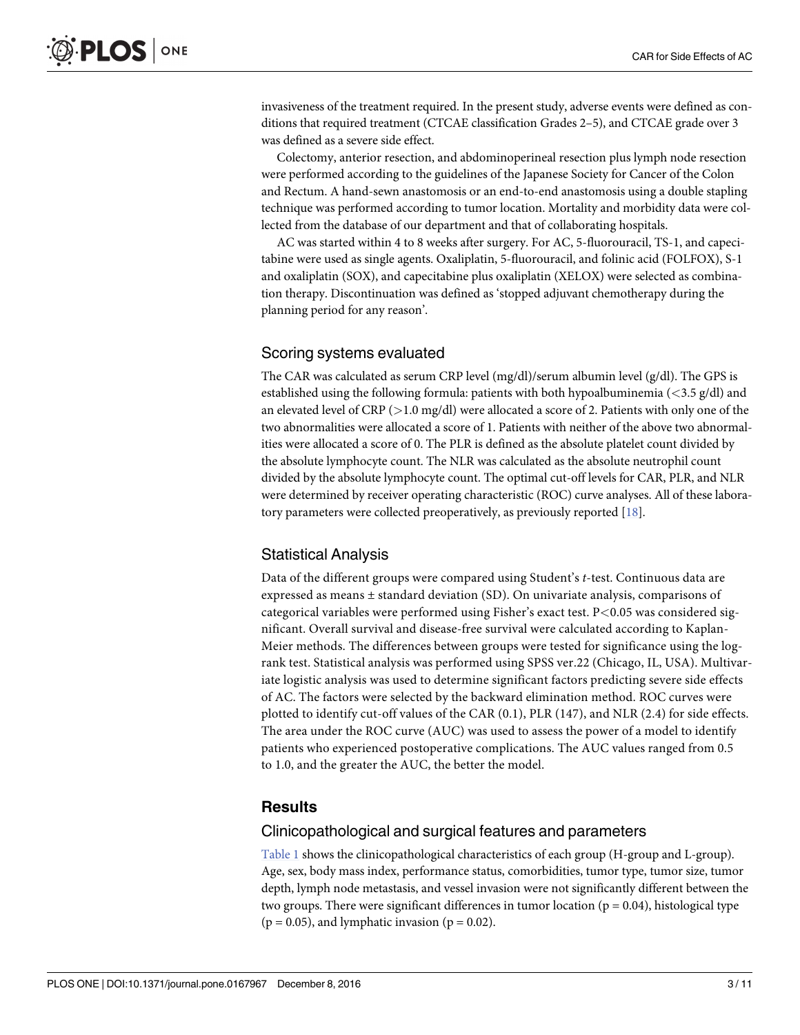invasiveness of the treatment required. In the present study, adverse events were defined as conditions that required treatment (CTCAE classification Grades 2–5), and CTCAE grade over 3 was defined as a severe side effect.

Colectomy, anterior resection, and abdominoperineal resection plus lymph node resection were performed according to the guidelines of the Japanese Society for Cancer of the Colon and Rectum. A hand-sewn anastomosis or an end-to-end anastomosis using a double stapling technique was performed according to tumor location. Mortality and morbidity data were collected from the database of our department and that of collaborating hospitals.

AC was started within 4 to 8 weeks after surgery. For AC, 5-fluorouracil, TS-1, and capecitabine were used as single agents. Oxaliplatin, 5-fluorouracil, and folinic acid (FOLFOX), S-1 and oxaliplatin (SOX), and capecitabine plus oxaliplatin (XELOX) were selected as combination therapy. Discontinuation was defined as 'stopped adjuvant chemotherapy during the planning period for any reason'.

## Scoring systems evaluated

The CAR was calculated as serum CRP level (mg/dl)/serum albumin level (g/dl). The GPS is established using the following formula: patients with both hypoalbuminemia (<3.5 g/dl) and an elevated level of CRP (>1.0 mg/dl) were allocated a score of 2. Patients with only one of the two abnormalities were allocated a score of 1. Patients with neither of the above two abnormalities were allocated a score of 0. The PLR is defined as the absolute platelet count divided by the absolute lymphocyte count. The NLR was calculated as the absolute neutrophil count divided by the absolute lymphocyte count. The optimal cut-off levels for CAR, PLR, and NLR were determined by receiver operating characteristic (ROC) curve analyses. All of these laboratory parameters were collected preoperatively, as previously reported [18].

## Statistical Analysis

Data of the different groups were compared using Student's *t*-test. Continuous data are expressed as means ± standard deviation (SD). On univariate analysis, comparisons of categorical variables were performed using Fisher's exact test. $P<0.05$ was considered significant. Overall survival and disease-free survival were calculated according to Kaplan-Meier methods. The differences between groups were tested for significance using the log-rank test. Statistical analysis was performed using SPSS ver.22 (Chicago, IL, USA). Multivariate logistic analysis was used to determine significant factors predicting severe side effects of AC. The factors were selected by the backward elimination method. ROC curves were plotted to identify cut-off values of the CAR (0.1), PLR (147), and NLR (2.4) for side effects. The area under the ROC curve (AUC) was used to assess the power of a model to identify patients who experienced postoperative complications. The AUC values ranged from 0.5 to 1.0, and the greater the AUC, the better the model.

# Results

## Clinicopathological and surgical features and parameters

Table 1 shows the clinicopathological characteristics of each group (H-group and L-group). Age, sex, body mass index, performance status, comorbidities, tumor type, tumor size, tumor depth, lymph node metastasis, and vessel invasion were not significantly different between the two groups. There were significant differences in tumor location ($p = 0.04$), histological type ($p = 0.05$), and lymphatic invasion ($p = 0.02$).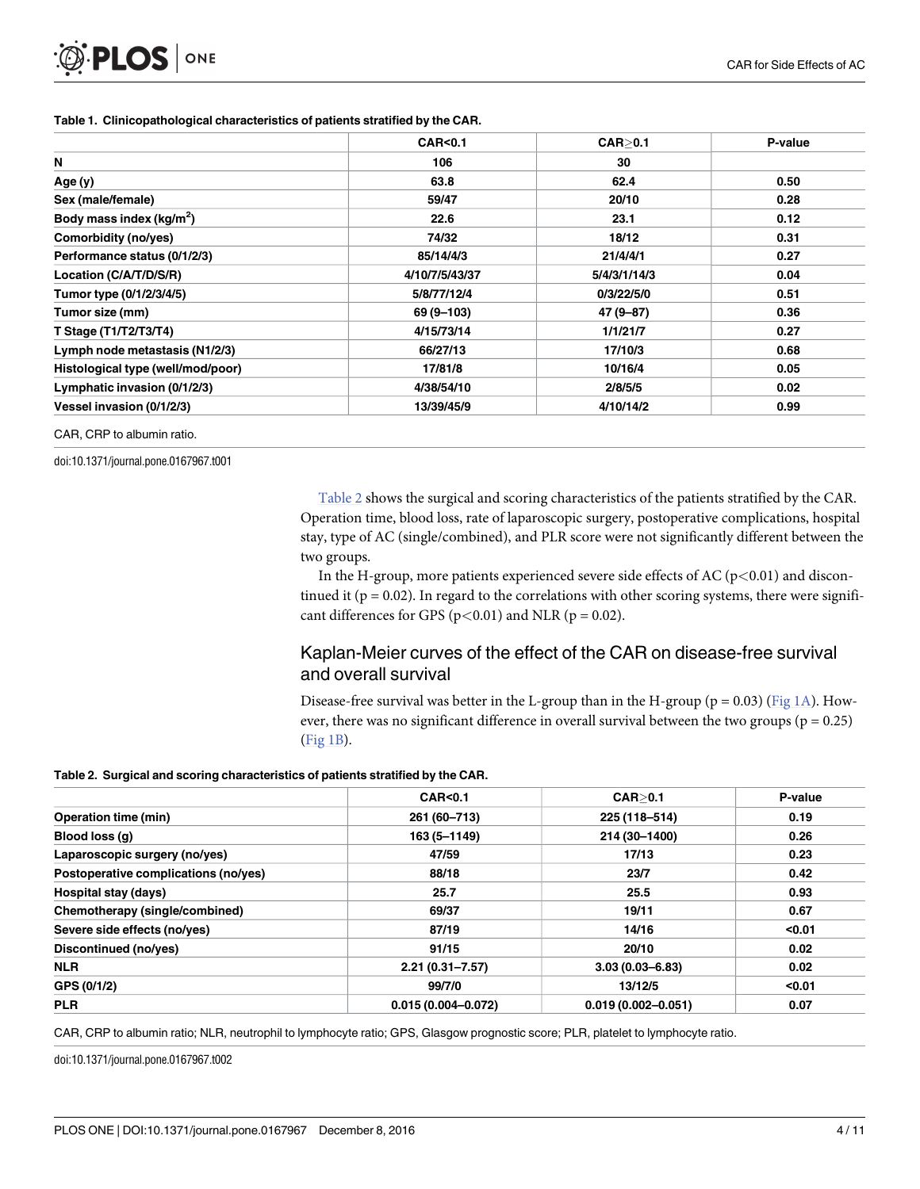**Table 1. Clinicopathological characteristics of patients stratified by the CAR.**

| | CAR<0.1 | CAR≥0.1 | P-value |
|---|---|---|---|
| N | 106 | 30 | |
| Age (y) | 63.8 | 62.4 | 0.50 |
| Sex (male/female) | 59/47 | 20/10 | 0.28 |
| Body mass index (kg/m$^2$) | 22.6 | 23.1 | 0.12 |
| Comorbidity (no/yes) | 74/32 | 18/12 | 0.31 |
| Performance status (0/1/2/3) | 85/14/4/3 | 21/4/4/1 | 0.27 |
| Location (C/A/T/D/S/R) | 4/10/7/5/43/37 | 5/4/3/1/14/3 | 0.04 |
| Tumor type (0/1/2/3/4/5) | 5/8/77/12/4 | 0/3/22/5/0 | 0.51 |
| Tumor size (mm) | 69 (9–103) | 47 (9–87) | 0.36 |
| T Stage (T1/T2/T3/T4) | 4/15/73/14 | 1/1/21/7 | 0.27 |
| Lymph node metastasis (N1/2/3) | 66/27/13 | 17/10/3 | 0.68 |
| Histological type (well/mod/poor) | 17/81/8 | 10/16/4 | 0.05 |
| Lymphatic invasion (0/1/2/3) | 4/38/54/10 | 2/8/5/5 | 0.02 |
| Vessel invasion (0/1/2/3) | 13/39/45/9 | 4/10/14/2 | 0.99 |

CAR, CRP to albumin ratio.

doi:10.1371/journal.pone.0167967.t001

Table 2 shows the surgical and scoring characteristics of the patients stratified by the CAR. Operation time, blood loss, rate of laparoscopic surgery, postoperative complications, hospital stay, type of AC (single/combined), and PLR score were not significantly different between the two groups.

In the H-group, more patients experienced severe side effects of AC ($p<0.01$) and discontinued it ($p = 0.02$). In regard to the correlations with other scoring systems, there were significant differences for GPS ($p<0.01$) and NLR ($p = 0.02$).

## Kaplan-Meier curves of the effect of the CAR on disease-free survival and overall survival

Disease-free survival was better in the L-group than in the H-group ($p = 0.03$) (Fig 1A). However, there was no significant difference in overall survival between the two groups ($p = 0.25$) (Fig 1B).

**Table 2. Surgical and scoring characteristics of patients stratified by the CAR.**

| | CAR<0.1 | CAR≥0.1 | P-value |
|---|---|---|---|
| Operation time (min) | 261 (60–713) | 225 (118–514) | 0.19 |
| Blood loss (g) | 163 (5–1149) | 214 (30–1400) | 0.26 |
| Laparoscopic surgery (no/yes) | 47/59 | 17/13 | 0.23 |
| Postoperative complications (no/yes) | 88/18 | 23/7 | 0.42 |
| Hospital stay (days) | 25.7 | 25.5 | 0.93 |
| Chemotherapy (single/combined) | 69/37 | 19/11 | 0.67 |
| Severe side effects (no/yes) | 87/19 | 14/16 | <0.01 |
| Discontinued (no/yes) | 91/15 | 20/10 | 0.02 |
| NLR | 2.21 (0.31–7.57) | 3.03 (0.03–6.83) | 0.02 |
| GPS (0/1/2) | 99/7/0 | 13/12/5 | <0.01 |
| PLR | 0.015 (0.004–0.072) | 0.019 (0.002–0.051) | 0.07 |

CAR, CRP to albumin ratio; NLR, neutrophil to lymphocyte ratio; GPS, Glasgow prognostic score; PLR, platelet to lymphocyte ratio.

doi:10.1371/journal.pone.0167967.t002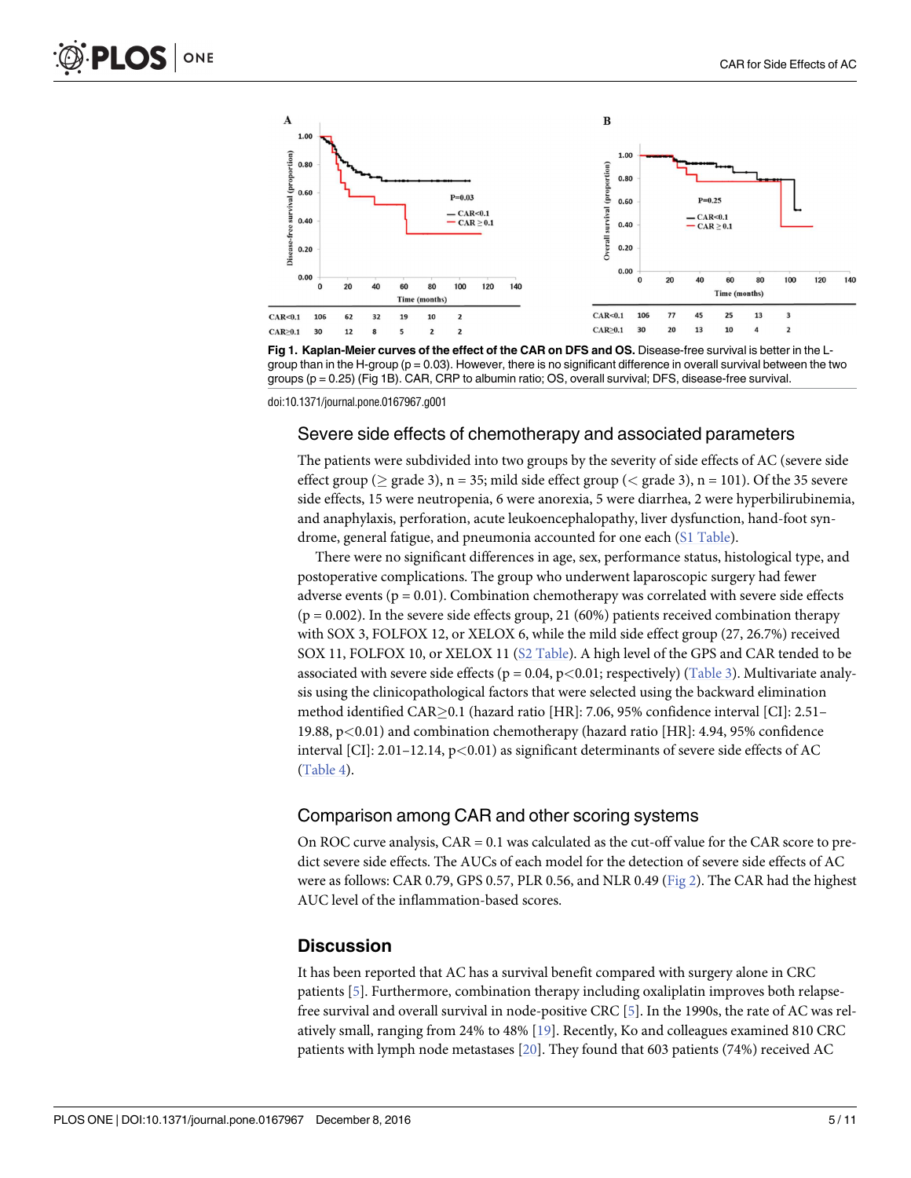Fig 1. Kaplan-Meier curves of the effect of the CAR on DFS and OS. Disease-free survival is better in the L-group than in the H-group (p = 0.03). However, there is no significant difference in overall survival between the two groups (p = 0.25) (Fig 1B). CAR, CRP to albumin ratio; OS, overall survival; DFS, disease-free survival.

doi:10.1371/journal.pone.0167967.g001

## Severe side effects of chemotherapy and associated parameters

The patients were subdivided into two groups by the severity of side effects of AC (severe side effect group (≥ grade 3), n = 35; mild side effect group (< grade 3), n = 101). Of the 35 severe side effects, 15 were neutropenia, 6 were anorexia, 5 were diarrhea, 2 were hyperbilirubinemia, and anaphylaxis, perforation, acute leukoencephalopathy, liver dysfunction, hand-foot syndrome, general fatigue, and pneumonia accounted for one each (S1 Table).

There were no significant differences in age, sex, performance status, histological type, and postoperative complications. The group who underwent laparoscopic surgery had fewer adverse events ($p = 0.01$). Combination chemotherapy was correlated with severe side effects ($p = 0.002$). In the severe side effects group, 21 (60%) patients received combination therapy with SOX 3, FOLFOX 12, or XELOX 6, while the mild side effect group (27, 26.7%) received SOX 11, FOLFOX 10, or XELOX 11 (S2 Table). A high level of the GPS and CAR tended to be associated with severe side effects ($p = 0.04$, $p<0.01$; respectively) (Table 3). Multivariate analysis using the clinicopathological factors that were selected using the backward elimination method identified CAR≥0.1 (hazard ratio [HR]: 7.06, 95% confidence interval [CI]: 2.51–19.88, $p<0.01$) and combination chemotherapy (hazard ratio [HR]: 4.94, 95% confidence interval [CI]: 2.01–12.14, $p<0.01$) as significant determinants of severe side effects of AC (Table 4).

## Comparison among CAR and other scoring systems

On ROC curve analysis, CAR = 0.1 was calculated as the cut-off value for the CAR score to predict severe side effects. The AUCs of each model for the detection of severe side effects of AC were as follows: CAR 0.79, GPS 0.57, PLR 0.56, and NLR 0.49 (Fig 2). The CAR had the highest AUC level of the inflammation-based scores.

# Discussion

It has been reported that AC has a survival benefit compared with surgery alone in CRC patients [5]. Furthermore, combination therapy including oxaliplatin improves both relapse-free survival and overall survival in node-positive CRC [5]. In the 1990s, the rate of AC was relatively small, ranging from 24% to 48% [19]. Recently, Ko and colleagues examined 810 CRC patients with lymph node metastases [20]. They found that 603 patients (74%) received AC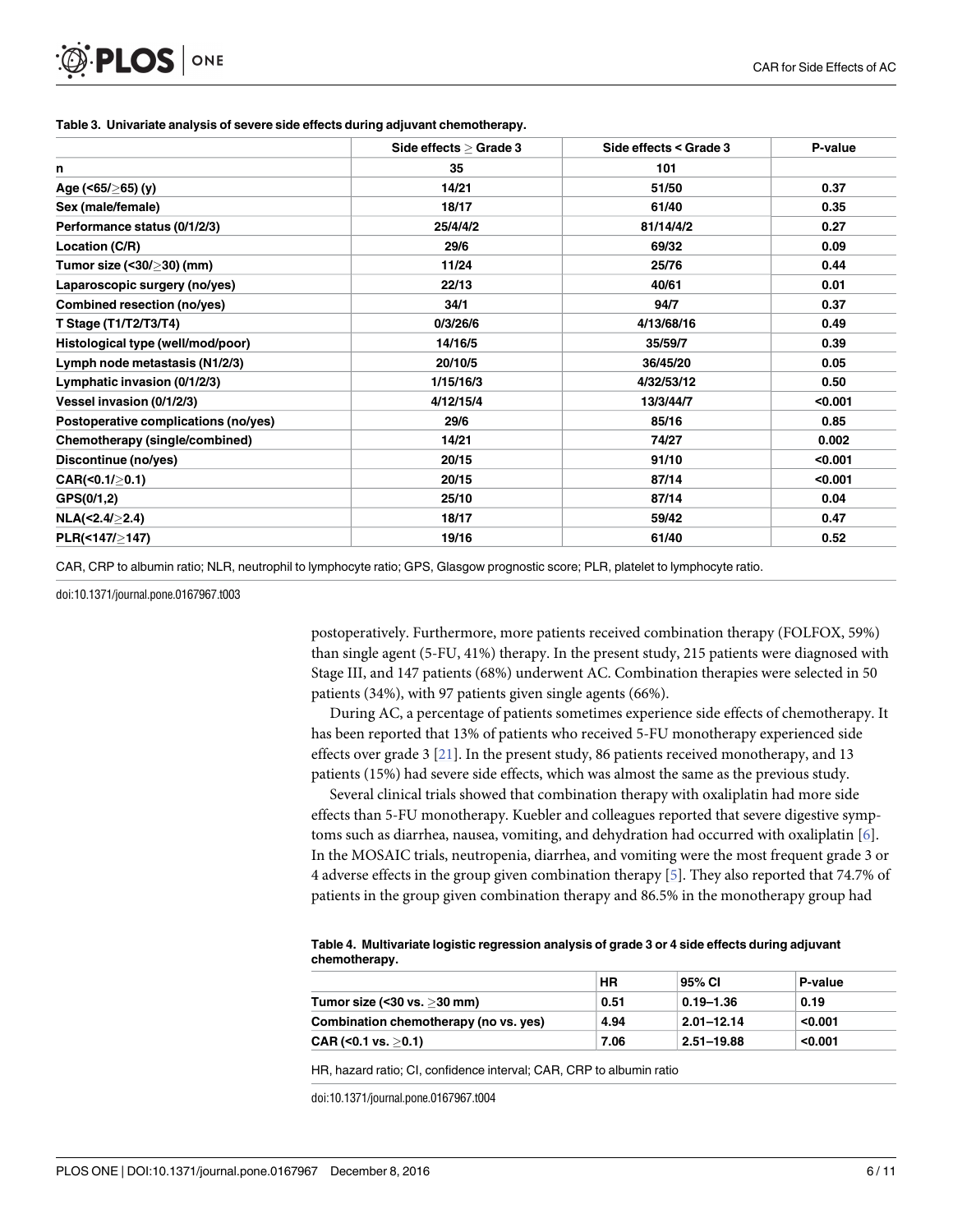**Table 3. Univariate analysis of severe side effects during adjuvant chemotherapy.**

| | Side effects ≥ Grade 3 | Side effects < Grade 3 | P-value |
|---|---|---|---|
| n | 35 | 101 | |
| Age (<65/≥65) (y) | 14/21 | 51/50 | 0.37 |
| Sex (male/female) | 18/17 | 61/40 | 0.35 |
| Performance status (0/1/2/3) | 25/4/4/2 | 81/14/4/2 | 0.27 |
| Location (C/R) | 29/6 | 69/32 | 0.09 |
| Tumor size (<30/≥30) (mm) | 11/24 | 25/76 | 0.44 |
| Laparoscopic surgery (no/yes) | 22/13 | 40/61 | 0.01 |
| Combined resection (no/yes) | 34/1 | 94/7 | 0.37 |
| T Stage (T1/T2/T3/T4) | 0/3/26/6 | 4/13/68/16 | 0.49 |
| Histological type (well/mod/poor) | 14/16/5 | 35/59/7 | 0.39 |
| Lymph node metastasis (N1/2/3) | 20/10/5 | 36/45/20 | 0.05 |
| Lymphatic invasion (0/1/2/3) | 1/15/16/3 | 4/32/53/12 | 0.50 |
| Vessel invasion (0/1/2/3) | 4/12/15/4 | 13/3/44/7 | <0.001 |
| Postoperative complications (no/yes) | 29/6 | 85/16 | 0.85 |
| Chemotherapy (single/combined) | 14/21 | 74/27 | 0.002 |
| Discontinue (no/yes) | 20/15 | 91/10 | <0.001 |
| CAR(<0.1/≥0.1) | 20/15 | 87/14 | <0.001 |
| GPS(0/1,2) | 25/10 | 87/14 | 0.04 |
| NLA(<2.4/≥2.4) | 18/17 | 59/42 | 0.47 |
| PLR(<147/≥147) | 19/16 | 61/40 | 0.52 |

CAR, CRP to albumin ratio; NLR, neutrophil to lymphocyte ratio; GPS, Glasgow prognostic score; PLR, platelet to lymphocyte ratio.

doi:10.1371/journal.pone.0167967.t003

postoperatively. Furthermore, more patients received combination therapy (FOLFOX, 59%) than single agent (5-FU, 41%) therapy. In the present study, 215 patients were diagnosed with Stage III, and 147 patients (68%) underwent AC. Combination therapies were selected in 50 patients (34%), with 97 patients given single agents (66%).

During AC, a percentage of patients sometimes experience side effects of chemotherapy. It has been reported that 13% of patients who received 5-FU monotherapy experienced side effects over grade 3 [21]. In the present study, 86 patients received monotherapy, and 13 patients (15%) had severe side effects, which was almost the same as the previous study.

Several clinical trials showed that combination therapy with oxaliplatin had more side effects than 5-FU monotherapy. Kuebler and colleagues reported that severe digestive symptoms such as diarrhea, nausea, vomiting, and dehydration had occurred with oxaliplatin [6]. In the MOSAIC trials, neutropenia, diarrhea, and vomiting were the most frequent grade 3 or 4 adverse effects in the group given combination therapy [5]. They also reported that 74.7% of patients in the group given combination therapy and 86.5% in the monotherapy group had

**Table 4. Multivariate logistic regression analysis of grade 3 or 4 side effects during adjuvant chemotherapy.**

| | HR | 95% CI | P-value |
|---|---|---|---|
| Tumor size (<30 vs. ≥30 mm) | 0.51 | 0.19–1.36 | 0.19 |
| Combination chemotherapy (no vs. yes) | 4.94 | 2.01–12.14 | <0.001 |
| CAR (<0.1 vs. ≥0.1) | 7.06 | 2.51–19.88 | <0.001 |

HR, hazard ratio; CI, confidence interval; CAR, CRP to albumin ratio

doi:10.1371/journal.pone.0167967.t004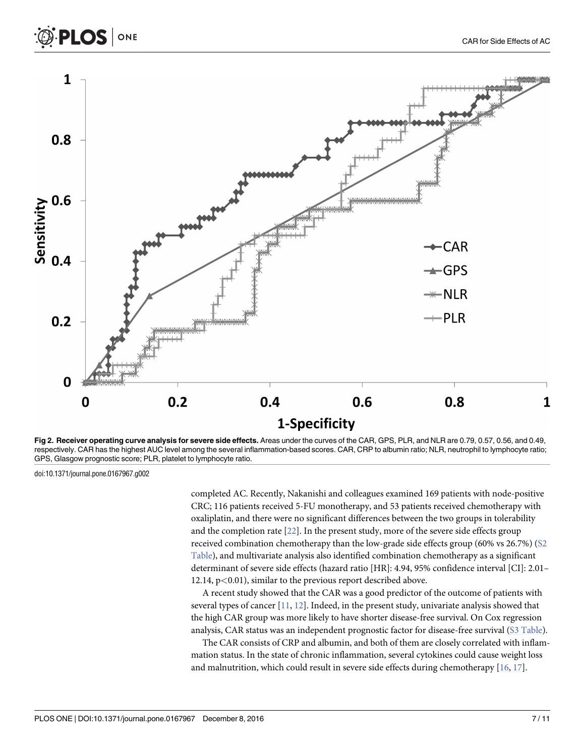**Fig 2. Receiver operating curve analysis for severe side effects.** Areas under the curves of the CAR, GPS, PLR, and NLR are 0.79, 0.57, 0.56, and 0.49, respectively. CAR has the highest AUC level among the several inflammation-based scores. CAR, CRP to albumin ratio; NLR, neutrophil to lymphocyte ratio; GPS, Glasgow prognostic score; PLR, platelet to lymphocyte ratio.

doi:10.1371/journal.pone.0167967.g002

completed AC. Recently, Nakanishi and colleagues examined 169 patients with node-positive CRC; 116 patients received 5-FU monotherapy, and 53 patients received chemotherapy with oxaliplatin, and there were no significant differences between the two groups in tolerability and the completion rate [22]. In the present study, more of the severe side effects group received combination chemotherapy than the low-grade side effects group (60% vs 26.7%) (S2 Table), and multivariate analysis also identified combination chemotherapy as a significant determinant of severe side effects (hazard ratio [HR]: 4.94, 95% confidence interval [CI]: 2.01–12.14, $p<0.01$), similar to the previous report described above.

A recent study showed that the CAR was a good predictor of the outcome of patients with several types of cancer [11, 12]. Indeed, in the present study, univariate analysis showed that the high CAR group was more likely to have shorter disease-free survival. On Cox regression analysis, CAR status was an independent prognostic factor for disease-free survival (S3 Table).

The CAR consists of CRP and albumin, and both of them are closely correlated with inflammation status. In the state of chronic inflammation, several cytokines could cause weight loss and malnutrition, which could result in severe side effects during chemotherapy [16, 17].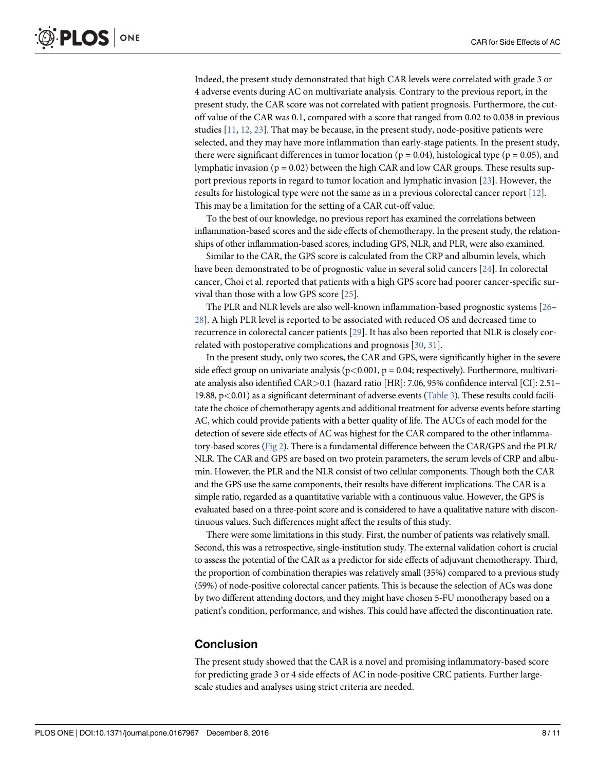Indeed, the present study demonstrated that high CAR levels were correlated with grade 3 or 4 adverse events during AC on multivariate analysis. Contrary to the previous report, in the present study, the CAR score was not correlated with patient prognosis. Furthermore, the cut-off value of the CAR was 0.1, compared with a score that ranged from 0.02 to 0.038 in previous studies [11, 12, 23]. That may be because, in the present study, node-positive patients were selected, and they may have more inflammation than early-stage patients. In the present study, there were significant differences in tumor location (p = 0.04), histological type (p = 0.05), and lymphatic invasion (p = 0.02) between the high CAR and low CAR groups. These results support previous reports in regard to tumor location and lymphatic invasion [23]. However, the results for histological type were not the same as in a previous colorectal cancer report [12]. This may be a limitation for the setting of a CAR cut-off value.

To the best of our knowledge, no previous report has examined the correlations between inflammation-based scores and the side effects of chemotherapy. In the present study, the relationships of other inflammation-based scores, including GPS, NLR, and PLR, were also examined.

Similar to the CAR, the GPS score is calculated from the CRP and albumin levels, which have been demonstrated to be of prognostic value in several solid cancers [24]. In colorectal cancer, Choi et al. reported that patients with a high GPS score had poorer cancer-specific survival than those with a low GPS score [25].

The PLR and NLR levels are also well-known inflammation-based prognostic systems [26–28]. A high PLR level is reported to be associated with reduced OS and decreased time to recurrence in colorectal cancer patients [29]. It has also been reported that NLR is closely correlated with postoperative complications and prognosis [30, 31].

In the present study, only two scores, the CAR and GPS, were significantly higher in the severe side effect group on univariate analysis ($p<0.001$, $p = 0.04$; respectively). Furthermore, multivariate analysis also identified CAR>0.1 (hazard ratio [HR]: 7.06, 95% confidence interval [CI]: 2.51–19.88, $p<0.01$) as a significant determinant of adverse events (Table 3). These results could facilitate the choice of chemotherapy agents and additional treatment for adverse events before starting AC, which could provide patients with a better quality of life. The AUCs of each model for the detection of severe side effects of AC was highest for the CAR compared to the other inflammatory-based scores (Fig 2). There is a fundamental difference between the CAR/GPS and the PLR/NLR. The CAR and GPS are based on two protein parameters, the serum levels of CRP and albumin. However, the PLR and the NLR consist of two cellular components. Though both the CAR and the GPS use the same components, their results have different implications. The CAR is a simple ratio, regarded as a quantitative variable with a continuous value. However, the GPS is evaluated based on a three-point score and is considered to have a qualitative nature with discontinuous values. Such differences might affect the results of this study.

There were some limitations in this study. First, the number of patients was relatively small. Second, this was a retrospective, single-institution study. The external validation cohort is crucial to assess the potential of the CAR as a predictor for side effects of adjuvant chemotherapy. Third, the proportion of combination therapies was relatively small (35%) compared to a previous study (59%) of node-positive colorectal cancer patients. This is because the selection of ACs was done by two different attending doctors, and they might have chosen 5-FU monotherapy based on a patient's condition, performance, and wishes. This could have affected the discontinuation rate.

## Conclusion

The present study showed that the CAR is a novel and promising inflammatory-based score for predicting grade 3 or 4 side effects of AC in node-positive CRC patients. Further large-scale studies and analyses using strict criteria are needed.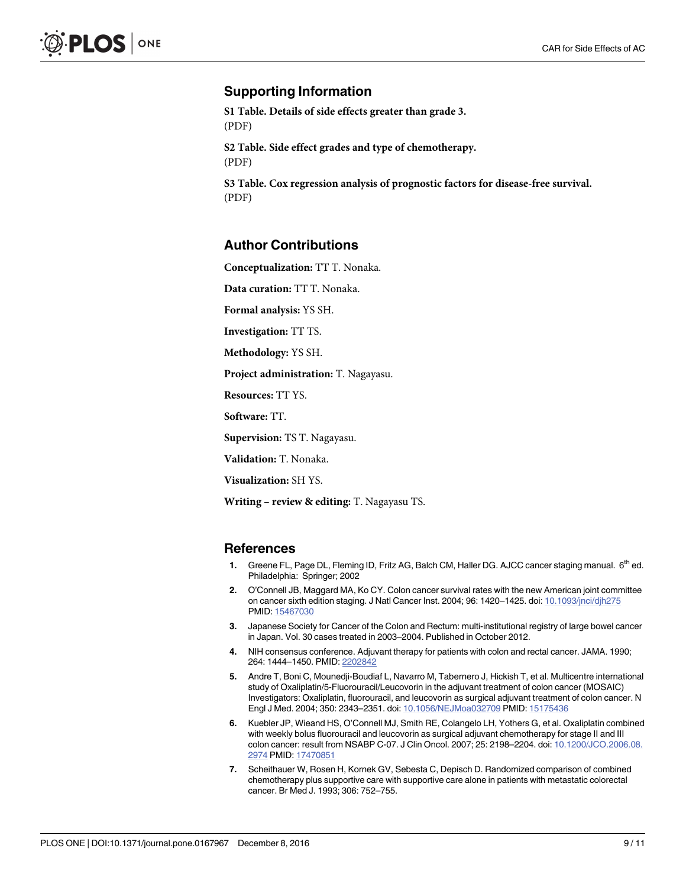## Supporting Information

**S1 Table. Details of side effects greater than grade 3.**
(PDF)

**S2 Table. Side effect grades and type of chemotherapy.**
(PDF)

**S3 Table. Cox regression analysis of prognostic factors for disease-free survival.**
(PDF)

## Author Contributions

**Conceptualization:** TT T. Nonaka.

**Data curation:** TT T. Nonaka.

**Formal analysis:** YS SH.

**Investigation:** TT TS.

**Methodology:** YS SH.

**Project administration:** T. Nagayasu.

**Resources:** TT YS.

**Software:** TT.

**Supervision:** TS T. Nagayasu.

**Validation:** T. Nonaka.

**Visualization:** SH YS.

**Writing – review & editing:** T. Nagayasu TS.

## References

1. Greene FL, Page DL, Fleming ID, Fritz AG, Balch CM, Haller DG. AJCC cancer staging manual. 6th ed. Philadelphia: Springer; 2002
2. O'Connell JB, Maggard MA, Ko CY. Colon cancer survival rates with the new American joint committee on cancer sixth edition staging. J Natl Cancer Inst. 2004; 96: 1420–1425. doi: 10.1093/jnci/djh275 PMID: 15467030
3. Japanese Society for Cancer of the Colon and Rectum: multi-institutional registry of large bowel cancer in Japan. Vol. 30 cases treated in 2003–2004. Published in October 2012.
4. NIH consensus conference. Adjuvant therapy for patients with colon and rectal cancer. JAMA. 1990; 264: 1444–1450. PMID: 2202842
5. Andre T, Boni C, Mounedji-Boudiaf L, Navarro M, Tabernero J, Hickish T, et al. Multicentre international study of Oxaliplatin/5-Fluorouracil/Leucovorin in the adjuvant treatment of colon cancer (MOSAIC) Investigators: Oxaliplatin, fluorouracil, and leucovorin as surgical adjuvant treatment of colon cancer. N Engl J Med. 2004; 350: 2343–2351. doi: 10.1056/NEJMoa032709 PMID: 15175436
6. Kuebler JP, Wieand HS, O'Connell MJ, Smith RE, Colangelo LH, Yothers G, et al. Oxaliplatin combined with weekly bolus fluorouracil and leucovorin as surgical adjuvant chemotherapy for stage II and III colon cancer: result from NSABP C-07. J Clin Oncol. 2007; 25: 2198–2204. doi: 10.1200/JCO.2006.08.2974 PMID: 17470851
7. Scheithauer W, Rosen H, Kornek GV, Sebesta C, Depisch D. Randomized comparison of combined chemotherapy plus supportive care with supportive care alone in patients with metastatic colorectal cancer. Br Med J. 1993; 306: 752–755.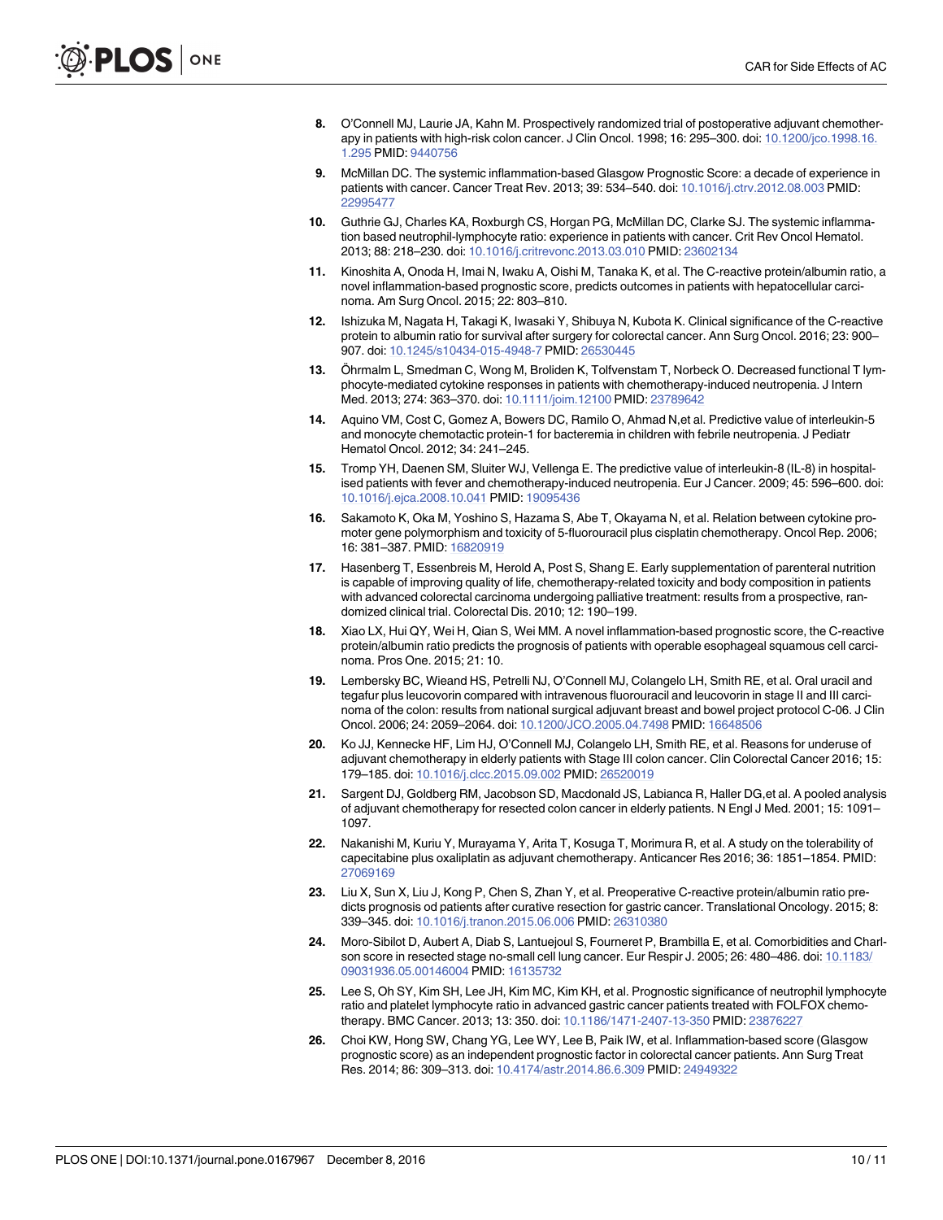8. O'Connell MJ, Laurie JA, Kahn M. Prospectively randomized trial of postoperative adjuvant chemotherapy in patients with high-risk colon cancer. J Clin Oncol. 1998; 16: 295–300. doi: 10.1200/jco.1998.16.1.295 PMID: 9440756

9. McMillan DC. The systemic inflammation-based Glasgow Prognostic Score: a decade of experience in patients with cancer. Cancer Treat Rev. 2013; 39: 534–540. doi: 10.1016/j.ctrv.2012.08.003 PMID: 22995477

10. Guthrie GJ, Charles KA, Roxburgh CS, Horgan PG, McMillan DC, Clarke SJ. The systemic inflammation based neutrophil-lymphocyte ratio: experience in patients with cancer. Crit Rev Oncol Hematol. 2013; 88: 218–230. doi: 10.1016/j.critrevonc.2013.03.010 PMID: 23602134

11. Kinoshita A, Onoda H, Imai N, Iwaku A, Oishi M, Tanaka K, et al. The C-reactive protein/albumin ratio, a novel inflammation-based prognostic score, predicts outcomes in patients with hepatocellular carcinoma. Am Surg Oncol. 2015; 22: 803–810.

12. Ishizuka M, Nagata H, Takagi K, Iwasaki Y, Shibuya N, Kubota K. Clinical significance of the C-reactive protein to albumin ratio for survival after surgery for colorectal cancer. Ann Surg Oncol. 2016; 23: 900–907. doi: 10.1245/s10434-015-4948-7 PMID: 26530445

13. Öhrmalm L, Smedman C, Wong M, Broliden K, Tolfvenstam T, Norbeck O. Decreased functional T lymphocyte-mediated cytokine responses in patients with chemotherapy-induced neutropenia. J Intern Med. 2013; 274: 363–370. doi: 10.1111/joim.12100 PMID: 23789642

14. Aquino VM, Cost C, Gomez A, Bowers DC, Ramilo O, Ahmad N,et al. Predictive value of interleukin-5 and monocyte chemotactic protein-1 for bacteremia in children with febrile neutropenia. J Pediatr Hematol Oncol. 2012; 34: 241–245.

15. Tromp YH, Daenen SM, Sluiter WJ, Vellenga E. The predictive value of interleukin-8 (IL-8) in hospitalised patients with fever and chemotherapy-induced neutropenia. Eur J Cancer. 2009; 45: 596–600. doi: 10.1016/j.ejca.2008.10.041 PMID: 19095436

16. Sakamoto K, Oka M, Yoshino S, Hazama S, Abe T, Okayama N, et al. Relation between cytokine promoter gene polymorphism and toxicity of 5-fluorouracil plus cisplatin chemotherapy. Oncol Rep. 2006; 16: 381–387. PMID: 16820919

17. Hasenberg T, Essenbreis M, Herold A, Post S, Shang E. Early supplementation of parenteral nutrition is capable of improving quality of life, chemotherapy-related toxicity and body composition in patients with advanced colorectal carcinoma undergoing palliative treatment: results from a prospective, randomized clinical trial. Colorectal Dis. 2010; 12: 190–199.

18. Xiao LX, Hui QY, Wei H, Qian S, Wei MM. A novel inflammation-based prognostic score, the C-reactive protein/albumin ratio predicts the prognosis of patients with operable esophageal squamous cell carcinoma. Pros One. 2015; 21: 10.

19. Lembersky BC, Wieand HS, Petrelli NJ, O'Connell MJ, Colangelo LH, Smith RE, et al. Oral uracil and tegafur plus leucovorin compared with intravenous fluorouracil and leucovorin in stage II and III carcinoma of the colon: results from national surgical adjuvant breast and bowel project protocol C-06. J Clin Oncol. 2006; 24: 2059–2064. doi: 10.1200/JCO.2005.04.7498 PMID: 16648506

20. Ko JJ, Kennecke HF, Lim HJ, O'Connell MJ, Colangelo LH, Smith RE, et al. Reasons for underuse of adjuvant chemotherapy in elderly patients with Stage III colon cancer. Clin Colorectal Cancer 2016; 15: 179–185. doi: 10.1016/j.clcc.2015.09.002 PMID: 26520019

21. Sargent DJ, Goldberg RM, Jacobson SD, Macdonald JS, Labianca R, Haller DG,et al. A pooled analysis of adjuvant chemotherapy for resected colon cancer in elderly patients. N Engl J Med. 2001; 15: 1091–1097.

22. Nakanishi M, Kuriu Y, Murayama Y, Arita T, Kosuga T, Morimura R, et al. A study on the tolerability of capecitabine plus oxaliplatin as adjuvant chemotherapy. Anticancer Res 2016; 36: 1851–1854. PMID: 27069169

23. Liu X, Sun X, Liu J, Kong P, Chen S, Zhan Y, et al. Preoperative C-reactive protein/albumin ratio predicts prognosis od patients after curative resection for gastric cancer. Translational Oncology. 2015; 8: 339–345. doi: 10.1016/j.tranon.2015.06.006 PMID: 26310380

24. Moro-Sibilot D, Aubert A, Diab S, Lantuejoul S, Fourneret P, Brambilla E, et al. Comorbidities and Charlson score in resected stage no-small cell lung cancer. Eur Respir J. 2005; 26: 480–486. doi: 10.1183/09031936.05.00146004 PMID: 16135732

25. Lee S, Oh SY, Kim SH, Lee JH, Kim MC, Kim KH, et al. Prognostic significance of neutrophil lymphocyte ratio and platelet lymphocyte ratio in advanced gastric cancer patients treated with FOLFOX chemotherapy. BMC Cancer. 2013; 13: 350. doi: 10.1186/1471-2407-13-350 PMID: 23876227

26. Choi KW, Hong SW, Chang YG, Lee WY, Lee B, Paik IW, et al. Inflammation-based score (Glasgow prognostic score) as an independent prognostic factor in colorectal cancer patients. Ann Surg Treat Res. 2014; 86: 309–313. doi: 10.4174/astr.2014.86.6.309 PMID: 24949322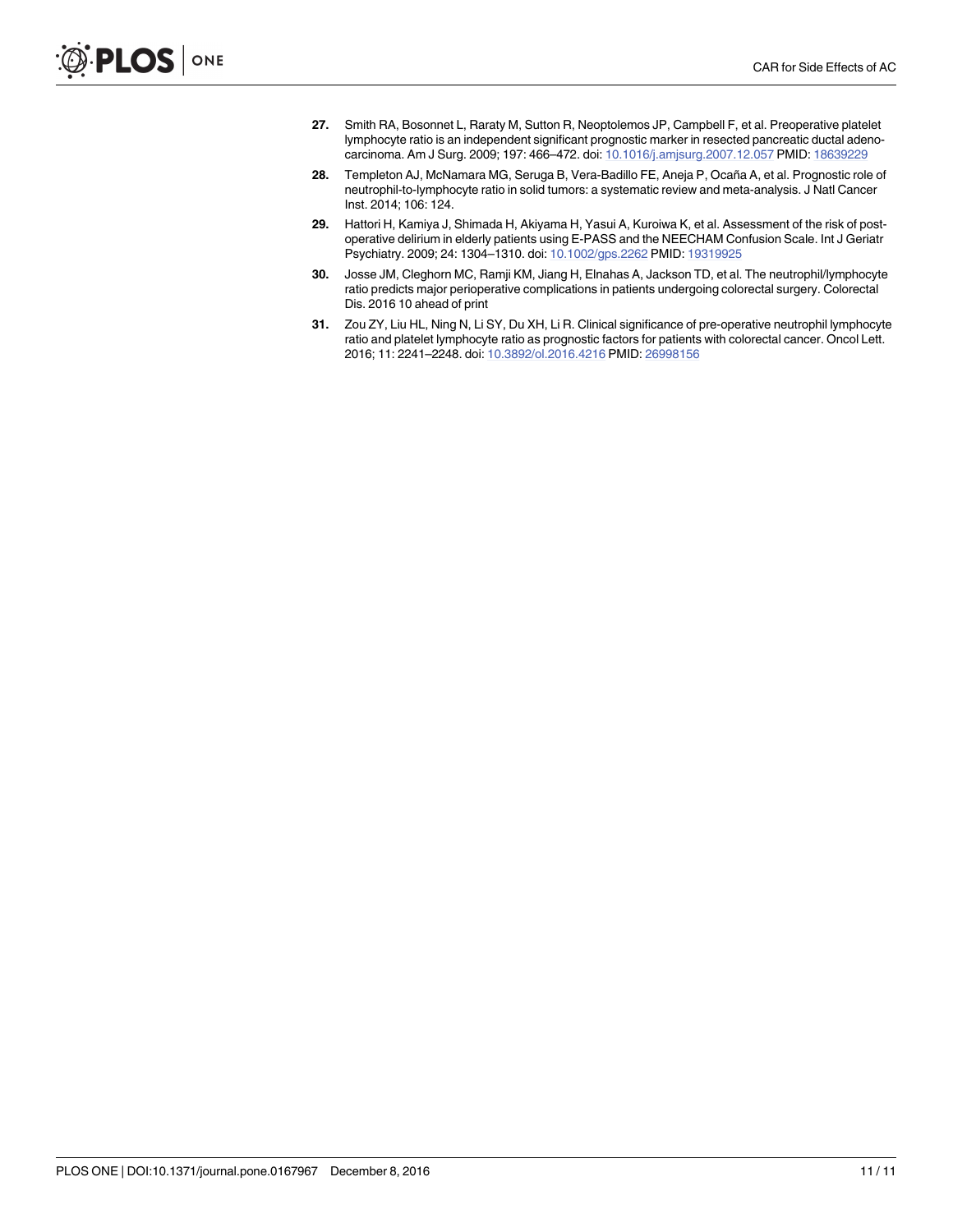27. Smith RA, Bosonnet L, Raraty M, Sutton R, Neoptolemos JP, Campbell F, et al. Preoperative platelet lymphocyte ratio is an independent significant prognostic marker in resected pancreatic ductal adenocarcinoma. Am J Surg. 2009; 197: 466–472. doi: 10.1016/j.amjsurg.2007.12.057 PMID: 18639229
28. Templeton AJ, McNamara MG, Seruga B, Vera-Badillo FE, Aneja P, Ocaña A, et al. Prognostic role of neutrophil-to-lymphocyte ratio in solid tumors: a systematic review and meta-analysis. J Natl Cancer Inst. 2014; 106: 124.
29. Hattori H, Kamiya J, Shimada H, Akiyama H, Yasui A, Kuroiwa K, et al. Assessment of the risk of postoperative delirium in elderly patients using E-PASS and the NEECHAM Confusion Scale. Int J Geriatr Psychiatry. 2009; 24: 1304–1310. doi: 10.1002/gps.2262 PMID: 19319925
30. Josse JM, Cleghorn MC, Ramji KM, Jiang H, Elnahas A, Jackson TD, et al. The neutrophil/lymphocyte ratio predicts major perioperative complications in patients undergoing colorectal surgery. Colorectal Dis. 2016 10 ahead of print
31. Zou ZY, Liu HL, Ning N, Li SY, Du XH, Li R. Clinical significance of pre-operative neutrophil lymphocyte ratio and platelet lymphocyte ratio as prognostic factors for patients with colorectal cancer. Oncol Lett. 2016; 11: 2241–2248. doi: 10.3892/ol.2016.4216 PMID: 26998156